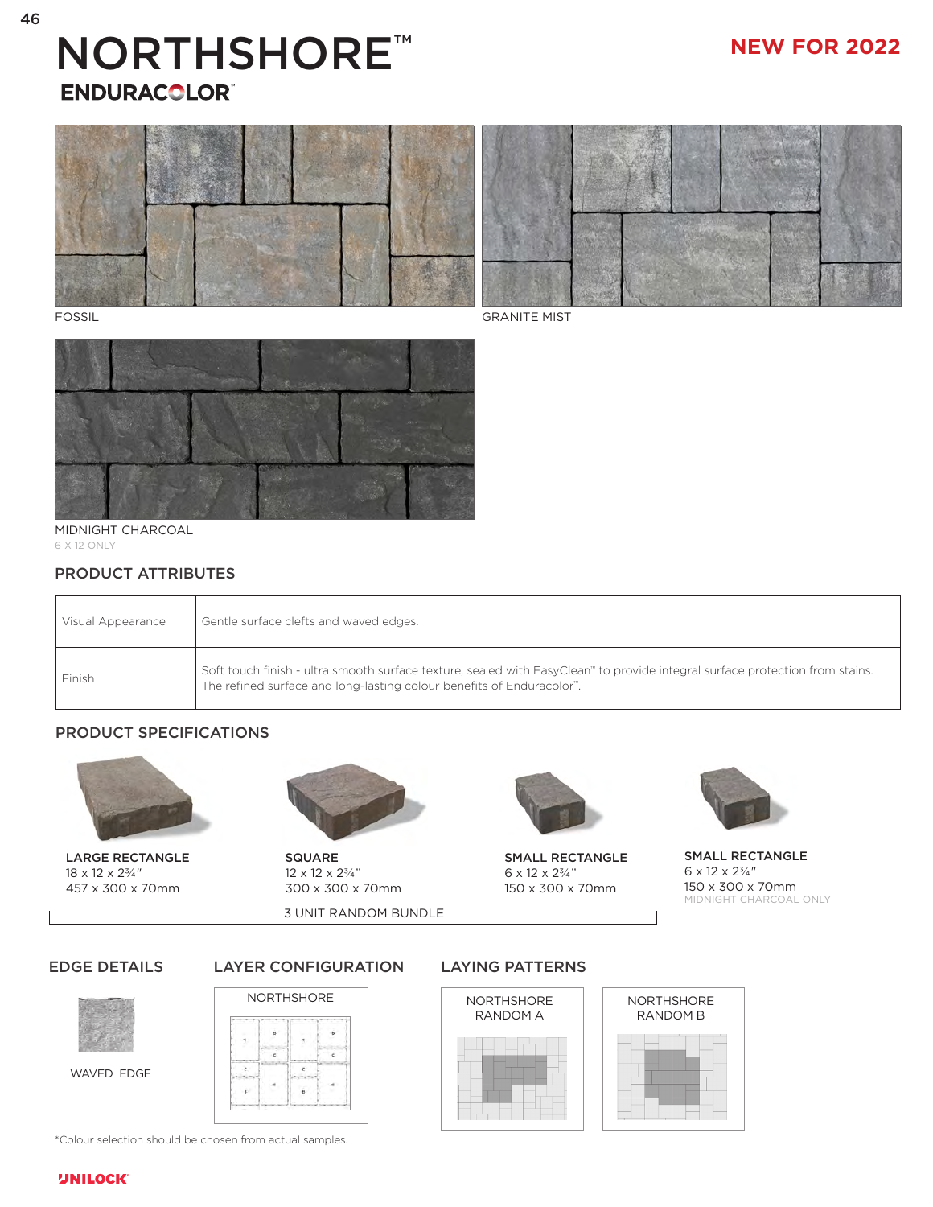# NORTHSHORE™

## ENDURACOLOR™

**NEW FOR 2022**

FOSSIL

GRANITE MIST

MIDNIGHT CHARCOAL
6 X 12 ONLY

### PRODUCT ATTRIBUTES

| | |
|---|---|
| Visual Appearance | Gentle surface clefts and waved edges. |
| Finish | Soft touch finish - ultra smooth surface texture, sealed with EasyClean™ to provide integral surface protection from stains. The refined surface and long-lasting colour benefits of Enduracolor™. |

### PRODUCT SPECIFICATIONS

**LARGE RECTANGLE**
18 x 12 x 2¾"
457 x 300 x 70mm

**SQUARE**
12 x 12 x 2¾"
300 x 300 x 70mm

**SMALL RECTANGLE**
6 x 12 x 2¾"
150 x 300 x 70mm

3 UNIT RANDOM BUNDLE

**SMALL RECTANGLE**
6 x 12 x 2¾"
150 x 300 x 70mm
MIDNIGHT CHARCOAL ONLY

### EDGE DETAILS

WAVED EDGE

### LAYER CONFIGURATION

NORTHSHORE

### LAYING PATTERNS

NORTHSHORE RANDOM A

NORTHSHORE RANDOM B

*Colour selection should be chosen from actual samples.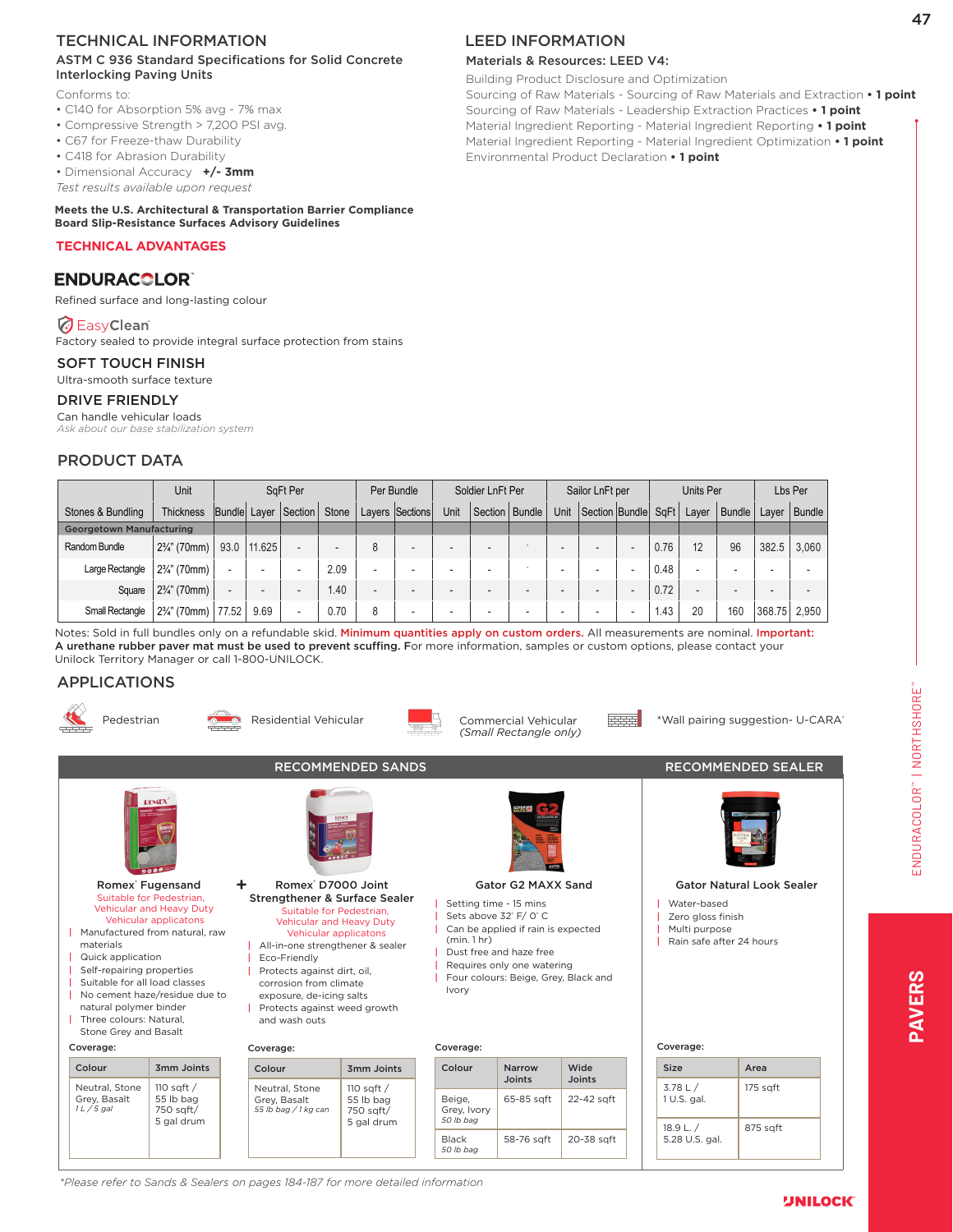## TECHNICAL INFORMATION

### ASTM C 936 Standard Specifications for Solid Concrete Interlocking Paving Units

Conforms to:

- C140 for Absorption 5% avg - 7% max
- Compressive Strength > 7,200 PSI avg.
- C67 for Freeze-thaw Durability
- C418 for Abrasion Durability
- Dimensional Accuracy **+/- 3mm**

*Test results available upon request*

**Meets the U.S. Architectural & Transportation Barrier Compliance Board Slip-Resistance Surfaces Advisory Guidelines**

## TECHNICAL ADVANTAGES

**ENDURACOLOR™**

Refined surface and long-lasting colour

**EasyClean™**

Factory sealed to provide integral surface protection from stains

### SOFT TOUCH FINISH

Ultra-smooth surface texture

### DRIVE FRIENDLY

Can handle vehicular loads

*Ask about our base stabilization system*

## LEED INFORMATION

### Materials & Resources: LEED V4:

Building Product Disclosure and Optimization

Sourcing of Raw Materials - Sourcing of Raw Materials and Extraction • **1 point**

Sourcing of Raw Materials - Leadership Extraction Practices • **1 point**

Material Ingredient Reporting - Material Ingredient Reporting • **1 point**

Material Ingredient Reporting - Material Ingredient Optimization • **1 point**

Environmental Product Declaration • **1 point**

## PRODUCT DATA

| | Unit | SqFt Per | | | | Per Bundle | | Soldier LnFt Per | | | Sailor LnFt per | | | Units Per | | | Lbs Per | |
|---|---|---|---|---|---|---|---|---|---|---|---|---|---|---|---|---|---|---|
| Stones & Bundling | Thickness | Bundle | Layer | Section | Stone | Layers | Sections | Unit | Section | Bundle | Unit | Section | Bundle | SqFt | Layer | Bundle | Layer | Bundle |
| **Georgetown Manufacturing** | | | | | | | | | | | | | | | | | | |
| Random Bundle | 2¾" (70mm) | 93.0 | 11.625 | - | - | 8 | - | - | - | - | - | - | - | 0.76 | 12 | 96 | 382.5 | 3,060 |
| Large Rectangle | 2¾" (70mm) | - | - | - | 2.09 | - | - | - | - | - | - | - | - | 0.48 | - | - | - | - |
| Square | 2¾" (70mm) | - | - | - | 1.40 | - | - | - | - | - | - | - | - | 0.72 | - | - | - | - |
| Small Rectangle | 2¾" (70mm) | 77.52 | 9.69 | - | 0.70 | 8 | - | - | - | - | - | - | - | 1.43 | 20 | 160 | 368.75 | 2,950 |

Notes: Sold in full bundles only on a refundable skid. **Minimum quantities apply on custom orders.** All measurements are nominal. **Important: A urethane rubber paver mat must be used to prevent scuffing.** For more information, samples or custom options, please contact your Unilock Territory Manager or call 1-800-UNILOCK.

## APPLICATIONS

Pedestrian

Residential Vehicular

Commercial Vehicular *(Small Rectangle only)*

*Wall pairing suggestion- U-CARA®

## RECOMMENDED SANDS

**Romex® Fugensand**

Suitable for Pedestrian, Vehicular and Heavy Duty Vehicular applicatons

- Manufactured from natural, raw materials
- Quick application
- Self-repairing properties
- Suitable for all load classes
- No cement haze/residue due to natural polymer binder
- Three colours: Natural, Stone Grey and Basalt

Coverage:

| Colour | 3mm Joints |
|---|---|
| Neutral, Stone Grey, Basalt *1 L / 5 gal* | 110 sqft / 55 lb bag 750 sqft/ 5 gal drum |

**+**

**Romex® D7000 Joint Strengthener & Surface Sealer**

Suitable for Pedestrian, Vehicular and Heavy Duty Vehicular applicatons

- All-in-one strengthener & sealer
- Eco-Friendly
- Protects against dirt, oil, corrosion from climate exposure, de-icing salts
- Protects against weed growth and wash outs

Coverage:

| Colour | 3mm Joints |
|---|---|
| Neutral, Stone Grey, Basalt *55 lb bag / 1 kg can* | 110 sqft / 55 lb bag 750 sqft/ 5 gal drum |

**Gator G2 MAXX Sand**

- Setting time - 15 mins
- Sets above 32° F/ 0° C
- Can be applied if rain is expected (min. 1 hr)
- Dust free and haze free
- Requires only one watering
- Four colours: Beige, Grey, Black and Ivory

Coverage:

| Colour | Narrow Joints | Wide Joints |
|---|---|---|
| Beige, Grey, Ivory *50 lb bag* | 65-85 sqft | 22-42 sqft |
| Black *50 lb bag* | 58-76 sqft | 20-38 sqft |

## RECOMMENDED SEALER

**Gator Natural Look Sealer**

- Water-based
- Zero gloss finish
- Multi purpose
- Rain safe after 24 hours

Coverage:

| Size | Area |
|---|---|
| 3.78 L / 1 U.S. gal. | 175 sqft |
| 18.9 L. / 5.28 U.S. gal. | 875 sqft |

*Please refer to Sands & Sealers on pages 184-187 for more detailed information